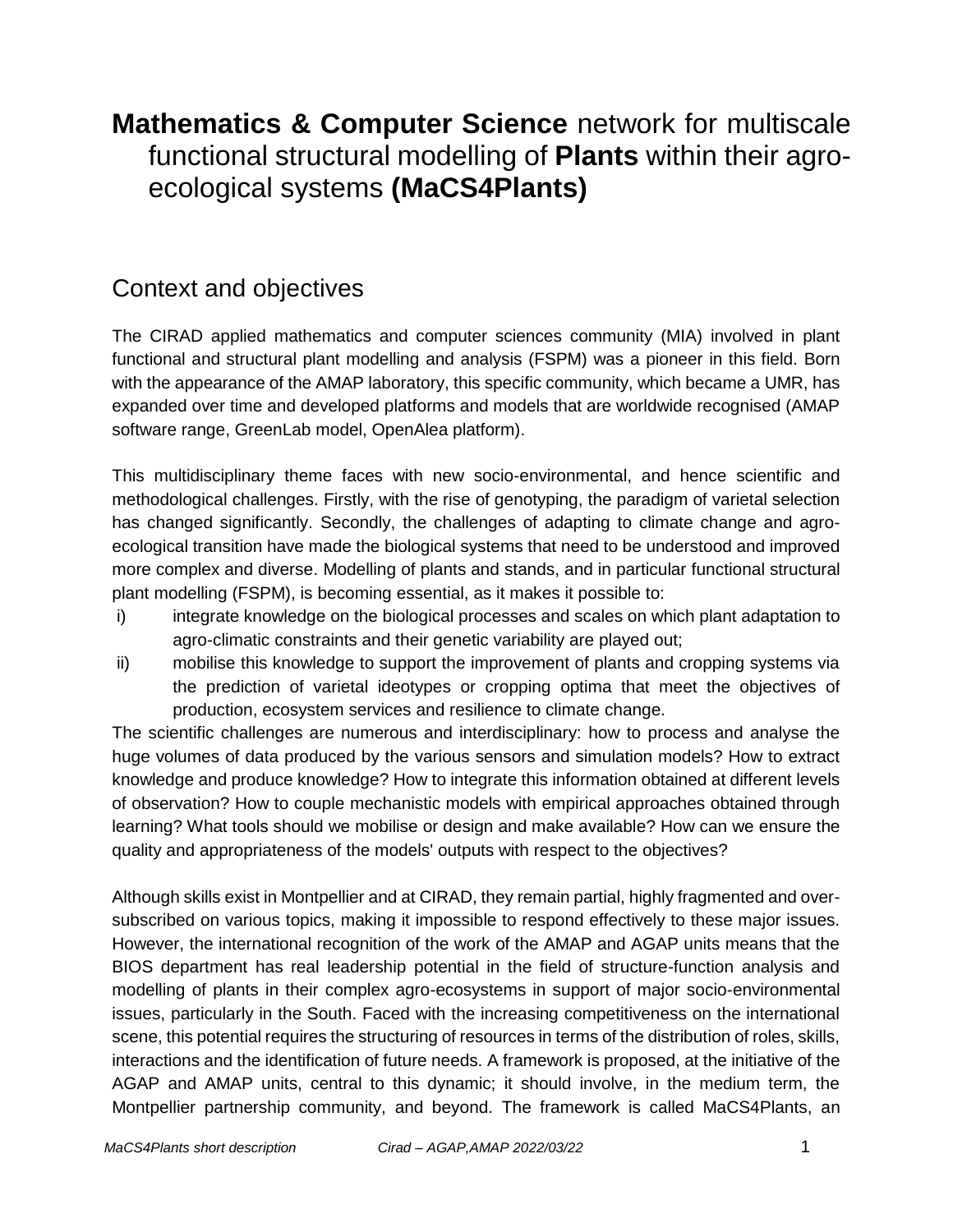# **Mathematics & Computer Science** network for multiscale functional structural modelling of **Plants** within their agro-ecological systems **(MaCS4Plants)**

## Context and objectives

The CIRAD applied mathematics and computer sciences community (MIA) involved in plant functional and structural plant modelling and analysis (FSPM) was a pioneer in this field. Born with the appearance of the AMAP laboratory, this specific community, which became a UMR, has expanded over time and developed platforms and models that are worldwide recognised (AMAP software range, GreenLab model, OpenAlea platform).

This multidisciplinary theme faces with new socio-environmental, and hence scientific and methodological challenges. Firstly, with the rise of genotyping, the paradigm of varietal selection has changed significantly. Secondly, the challenges of adapting to climate change and agro-ecological transition have made the biological systems that need to be understood and improved more complex and diverse. Modelling of plants and stands, and in particular functional structural plant modelling (FSPM), is becoming essential, as it makes it possible to:

i) integrate knowledge on the biological processes and scales on which plant adaptation to agro-climatic constraints and their genetic variability are played out;
ii) mobilise this knowledge to support the improvement of plants and cropping systems via the prediction of varietal ideotypes or cropping optima that meet the objectives of production, ecosystem services and resilience to climate change.

The scientific challenges are numerous and interdisciplinary: how to process and analyse the huge volumes of data produced by the various sensors and simulation models? How to extract knowledge and produce knowledge? How to integrate this information obtained at different levels of observation? How to couple mechanistic models with empirical approaches obtained through learning? What tools should we mobilise or design and make available? How can we ensure the quality and appropriateness of the models' outputs with respect to the objectives?

Although skills exist in Montpellier and at CIRAD, they remain partial, highly fragmented and over-subscribed on various topics, making it impossible to respond effectively to these major issues. However, the international recognition of the work of the AMAP and AGAP units means that the BIOS department has real leadership potential in the field of structure-function analysis and modelling of plants in their complex agro-ecosystems in support of major socio-environmental issues, particularly in the South. Faced with the increasing competitiveness on the international scene, this potential requires the structuring of resources in terms of the distribution of roles, skills, interactions and the identification of future needs. A framework is proposed, at the initiative of the AGAP and AMAP units, central to this dynamic; it should involve, in the medium term, the Montpellier partnership community, and beyond. The framework is called MaCS4Plants, an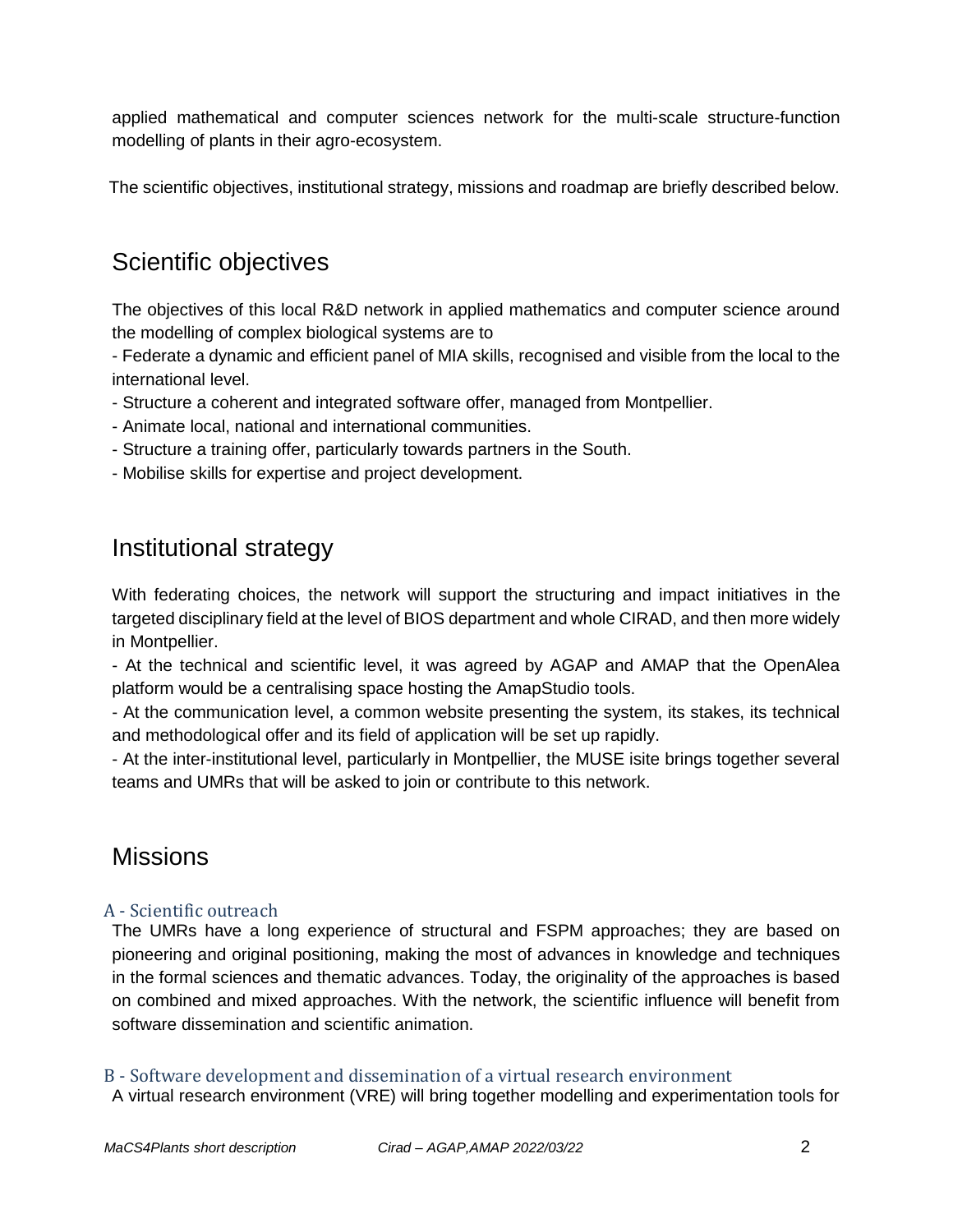applied mathematical and computer sciences network for the multi-scale structure-function modelling of plants in their agro-ecosystem.

The scientific objectives, institutional strategy, missions and roadmap are briefly described below.

## Scientific objectives

The objectives of this local R&D network in applied mathematics and computer science around the modelling of complex biological systems are to

- Federate a dynamic and efficient panel of MIA skills, recognised and visible from the local to the international level.
- Structure a coherent and integrated software offer, managed from Montpellier.
- Animate local, national and international communities.
- Structure a training offer, particularly towards partners in the South.
- Mobilise skills for expertise and project development.

## Institutional strategy

With federating choices, the network will support the structuring and impact initiatives in the targeted disciplinary field at the level of BIOS department and whole CIRAD, and then more widely in Montpellier.

- At the technical and scientific level, it was agreed by AGAP and AMAP that the OpenAlea platform would be a centralising space hosting the AmapStudio tools.
- At the communication level, a common website presenting the system, its stakes, its technical and methodological offer and its field of application will be set up rapidly.
- At the inter-institutional level, particularly in Montpellier, the MUSE isite brings together several teams and UMRs that will be asked to join or contribute to this network.

## Missions

### A - Scientific outreach

The UMRs have a long experience of structural and FSPM approaches; they are based on pioneering and original positioning, making the most of advances in knowledge and techniques in the formal sciences and thematic advances. Today, the originality of the approaches is based on combined and mixed approaches. With the network, the scientific influence will benefit from software dissemination and scientific animation.

### B - Software development and dissemination of a virtual research environment

A virtual research environment (VRE) will bring together modelling and experimentation tools for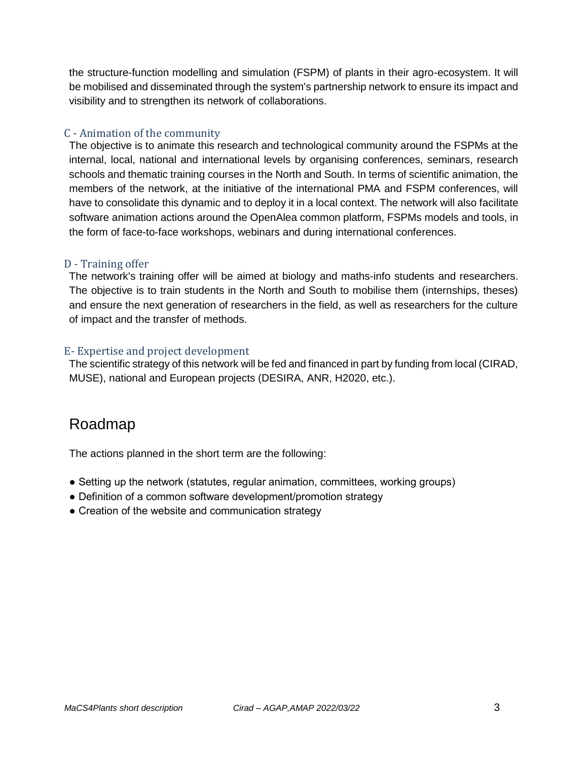the structure-function modelling and simulation (FSPM) of plants in their agro-ecosystem. It will be mobilised and disseminated through the system's partnership network to ensure its impact and visibility and to strengthen its network of collaborations.

### C - Animation of the community

The objective is to animate this research and technological community around the FSPMs at the internal, local, national and international levels by organising conferences, seminars, research schools and thematic training courses in the North and South. In terms of scientific animation, the members of the network, at the initiative of the international PMA and FSPM conferences, will have to consolidate this dynamic and to deploy it in a local context. The network will also facilitate software animation actions around the OpenAlea common platform, FSPMs models and tools, in the form of face-to-face workshops, webinars and during international conferences.

### D - Training offer

The network's training offer will be aimed at biology and maths-info students and researchers. The objective is to train students in the North and South to mobilise them (internships, theses) and ensure the next generation of researchers in the field, as well as researchers for the culture of impact and the transfer of methods.

### E- Expertise and project development

The scientific strategy of this network will be fed and financed in part by funding from local (CIRAD, MUSE), national and European projects (DESIRA, ANR, H2020, etc.).

## Roadmap

The actions planned in the short term are the following:

- Setting up the network (statutes, regular animation, committees, working groups)
- Definition of a common software development/promotion strategy
- Creation of the website and communication strategy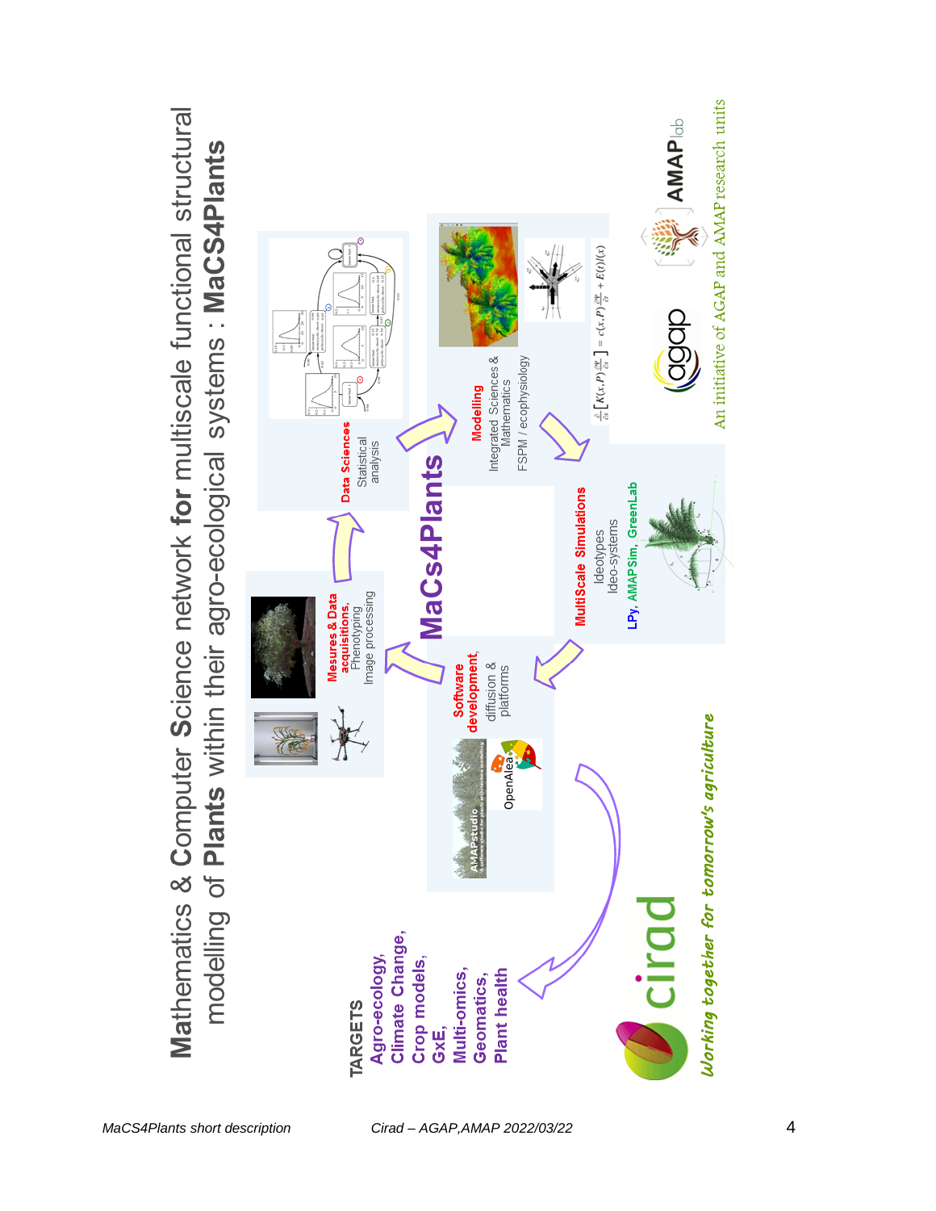# **M**athematics & **C**omputer **S**cience network **for** multiscale functional structural modelling of **Plants** within their agro-ecological systems : **MaCS4Plants**

**MaCS4Plants**

**Mesures & Data acquisitions,** Phenotyping, Image processing

**Data Sciences** Statistical analysis

**Modelling** Integrated Sciences & Mathematics FSPM / ecophysiology

$$\frac{\partial}{\partial x}\left[K(x,P)\frac{\partial \Psi}{\partial x}\right] = c(x,P)\frac{\partial \Psi}{\partial t} + E(t)l(x)$$

**MultiScale Simulations** Ideotypes Ideo-systems

LPy, AMAPSim, GreenLab

**Software development,** diffusion & platforms

AMAPstudio

OpenAlea

**TARGETS**

- Agro-ecology,
- Climate Change,
- Crop models,
- GxE,
- Multi-omics,
- Geomatics,
- Plant health

cirad *Working together for tomorrow's agriculture*

agap AMAPlab

An initiative of AGAP and AMAP research units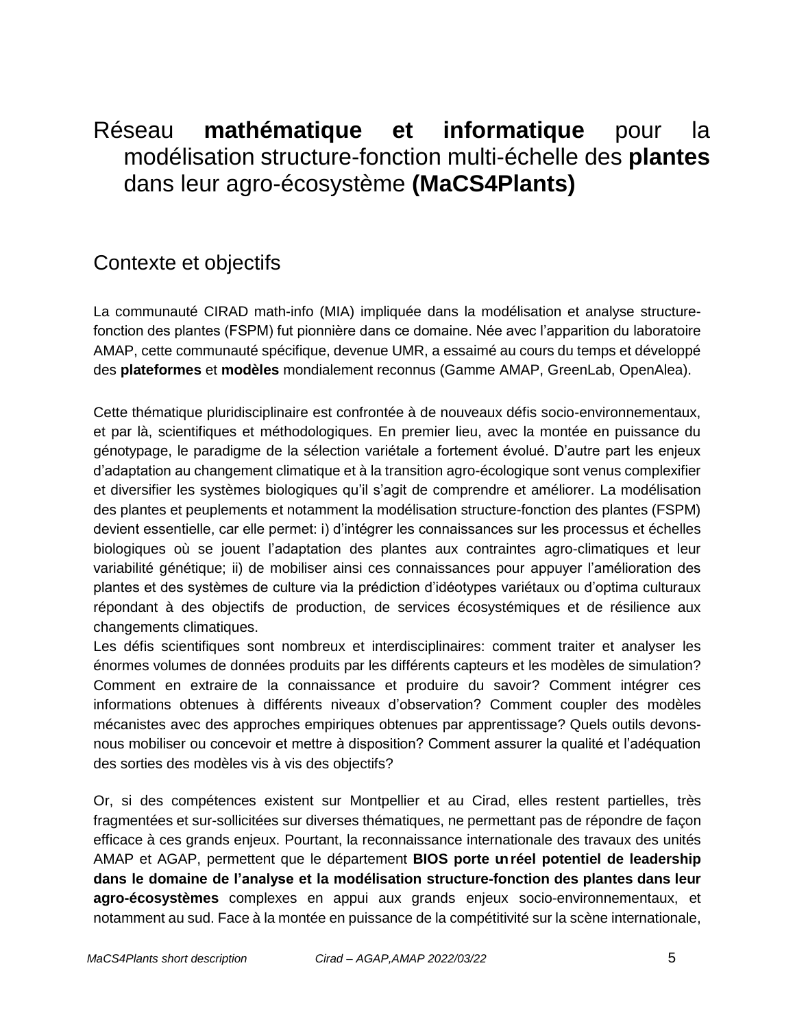# Réseau **mathématique et informatique** pour la modélisation structure-fonction multi-échelle des **plantes** dans leur agro-écosystème **(MaCS4Plants)**

## Contexte et objectifs

La communauté CIRAD math-info (MIA) impliquée dans la modélisation et analyse structure-fonction des plantes (FSPM) fut pionnière dans ce domaine. Née avec l'apparition du laboratoire AMAP, cette communauté spécifique, devenue UMR, a essaimé au cours du temps et développé des **plateformes** et **modèles** mondialement reconnus (Gamme AMAP, GreenLab, OpenAlea).

Cette thématique pluridisciplinaire est confrontée à de nouveaux défis socio-environnementaux, et par là, scientifiques et méthodologiques. En premier lieu, avec la montée en puissance du génotypage, le paradigme de la sélection variétale a fortement évolué. D'autre part les enjeux d'adaptation au changement climatique et à la transition agro-écologique sont venus complexifier et diversifier les systèmes biologiques qu'il s'agit de comprendre et améliorer. La modélisation des plantes et peuplements et notamment la modélisation structure-fonction des plantes (FSPM) devient essentielle, car elle permet: i) d'intégrer les connaissances sur les processus et échelles biologiques où se jouent l'adaptation des plantes aux contraintes agro-climatiques et leur variabilité génétique; ii) de mobiliser ainsi ces connaissances pour appuyer l'amélioration des plantes et des systèmes de culture via la prédiction d'idéotypes variétaux ou d'optima culturaux répondant à des objectifs de production, de services écosystémiques et de résilience aux changements climatiques.

Les défis scientifiques sont nombreux et interdisciplinaires: comment traiter et analyser les énormes volumes de données produits par les différents capteurs et les modèles de simulation? Comment en extraire de la connaissance et produire du savoir? Comment intégrer ces informations obtenues à différents niveaux d'observation? Comment coupler des modèles mécanistes avec des approches empiriques obtenues par apprentissage? Quels outils devons-nous mobiliser ou concevoir et mettre à disposition? Comment assurer la qualité et l'adéquation des sorties des modèles vis à vis des objectifs?

Or, si des compétences existent sur Montpellier et au Cirad, elles restent partielles, très fragmentées et sur-sollicitées sur diverses thématiques, ne permettant pas de répondre de façon efficace à ces grands enjeux. Pourtant, la reconnaissance internationale des travaux des unités AMAP et AGAP, permettent que le département **BIOS porte un réel potentiel de leadership dans le domaine de l'analyse et la modélisation structure-fonction des plantes dans leur agro-écosystèmes** complexes en appui aux grands enjeux socio-environnementaux, et notamment au sud. Face à la montée en puissance de la compétitivité sur la scène internationale,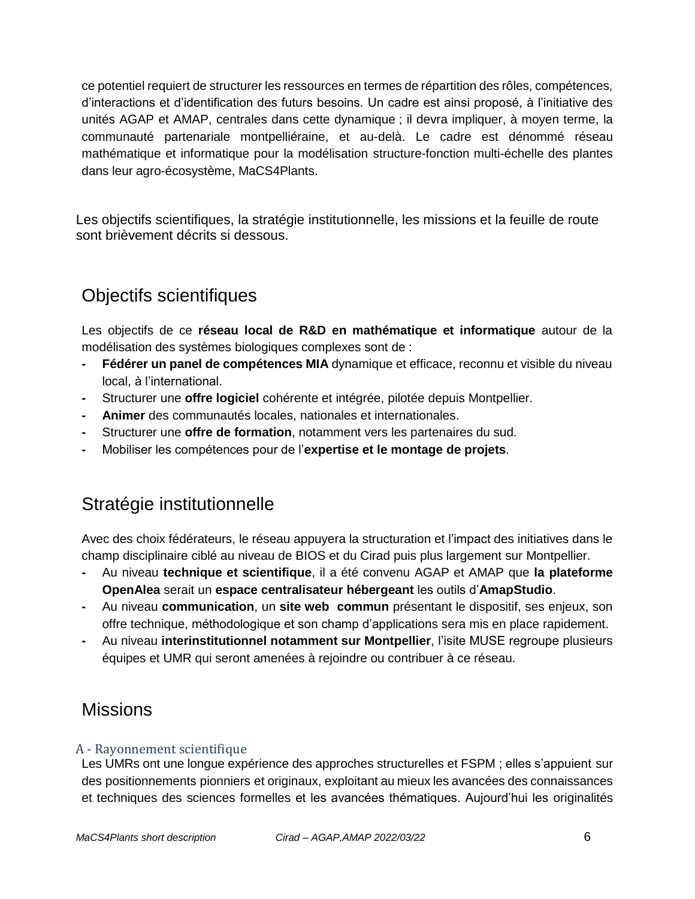ce potentiel requiert de structurer les ressources en termes de répartition des rôles, compétences, d'interactions et d'identification des futurs besoins. Un cadre est ainsi proposé, à l'initiative des unités AGAP et AMAP, centrales dans cette dynamique ; il devra impliquer, à moyen terme, la communauté partenariale montpelliéraine, et au-delà. Le cadre est dénommé réseau mathématique et informatique pour la modélisation structure-fonction multi-échelle des plantes dans leur agro-écosystème, MaCS4Plants.

Les objectifs scientifiques, la stratégie institutionnelle, les missions et la feuille de route sont brièvement décrits si dessous.

## Objectifs scientifiques

Les objectifs de ce **réseau local de R&D en mathématique et informatique** autour de la modélisation des systèmes biologiques complexes sont de :

- **Fédérer un panel de compétences MIA** dynamique et efficace, reconnu et visible du niveau local, à l'international.
- Structurer une **offre logiciel** cohérente et intégrée, pilotée depuis Montpellier.
- **Animer** des communautés locales, nationales et internationales.
- Structurer une **offre de formation**, notamment vers les partenaires du sud.
- Mobiliser les compétences pour de l'**expertise et le montage de projets**.

## Stratégie institutionnelle

Avec des choix fédérateurs, le réseau appuyera la structuration et l'impact des initiatives dans le champ disciplinaire ciblé au niveau de BIOS et du Cirad puis plus largement sur Montpellier.

- Au niveau **technique et scientifique**, il a été convenu AGAP et AMAP que **la plateforme OpenAlea** serait un **espace centralisateur hébergeant** les outils d'**AmapStudio**.
- Au niveau **communication**, un **site web commun** présentant le dispositif, ses enjeux, son offre technique, méthodologique et son champ d'applications sera mis en place rapidement.
- Au niveau **interinstitutionnel notamment sur Montpellier**, l'isite MUSE regroupe plusieurs équipes et UMR qui seront amenées à rejoindre ou contribuer à ce réseau.

## Missions

### A - Rayonnement scientifique

Les UMRs ont une longue expérience des approches structurelles et FSPM ; elles s'appuient sur des positionnements pionniers et originaux, exploitant au mieux les avancées des connaissances et techniques des sciences formelles et les avancées thématiques. Aujourd'hui les originalités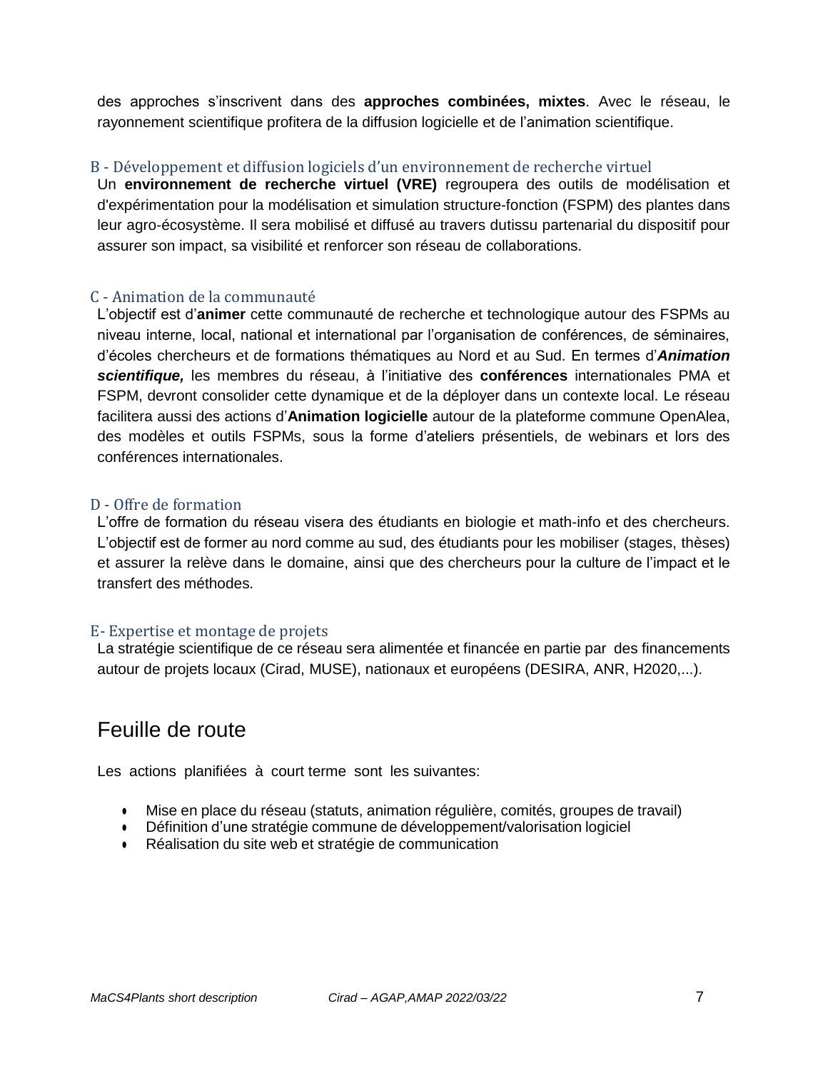des approches s'inscrivent dans des **approches combinées, mixtes**. Avec le réseau, le rayonnement scientifique profitera de la diffusion logicielle et de l'animation scientifique.

### B - Développement et diffusion logiciels d'un environnement de recherche virtuel

Un **environnement de recherche virtuel (VRE)** regroupera des outils de modélisation et d'expérimentation pour la modélisation et simulation structure-fonction (FSPM) des plantes dans leur agro-écosystème. Il sera mobilisé et diffusé au travers dutissu partenarial du dispositif pour assurer son impact, sa visibilité et renforcer son réseau de collaborations.

### C - Animation de la communauté

L'objectif est d'**animer** cette communauté de recherche et technologique autour des FSPMs au niveau interne, local, national et international par l'organisation de conférences, de séminaires, d'écoles chercheurs et de formations thématiques au Nord et au Sud. En termes d'***Animation scientifique,*** les membres du réseau, à l'initiative des **conférences** internationales PMA et FSPM, devront consolider cette dynamique et de la déployer dans un contexte local. Le réseau facilitera aussi des actions d'**Animation logicielle** autour de la plateforme commune OpenAlea, des modèles et outils FSPMs, sous la forme d'ateliers présentiels, de webinars et lors des conférences internationales.

### D - Offre de formation

L'offre de formation du réseau visera des étudiants en biologie et math-info et des chercheurs. L'objectif est de former au nord comme au sud, des étudiants pour les mobiliser (stages, thèses) et assurer la relève dans le domaine, ainsi que des chercheurs pour la culture de l'impact et le transfert des méthodes.

### E- Expertise et montage de projets

La stratégie scientifique de ce réseau sera alimentée et financée en partie par des financements autour de projets locaux (Cirad, MUSE), nationaux et européens (DESIRA, ANR, H2020,...).

## Feuille de route

Les actions planifiées à court terme sont les suivantes:

- Mise en place du réseau (statuts, animation régulière, comités, groupes de travail)
- Définition d'une stratégie commune de développement/valorisation logiciel
- Réalisation du site web et stratégie de communication